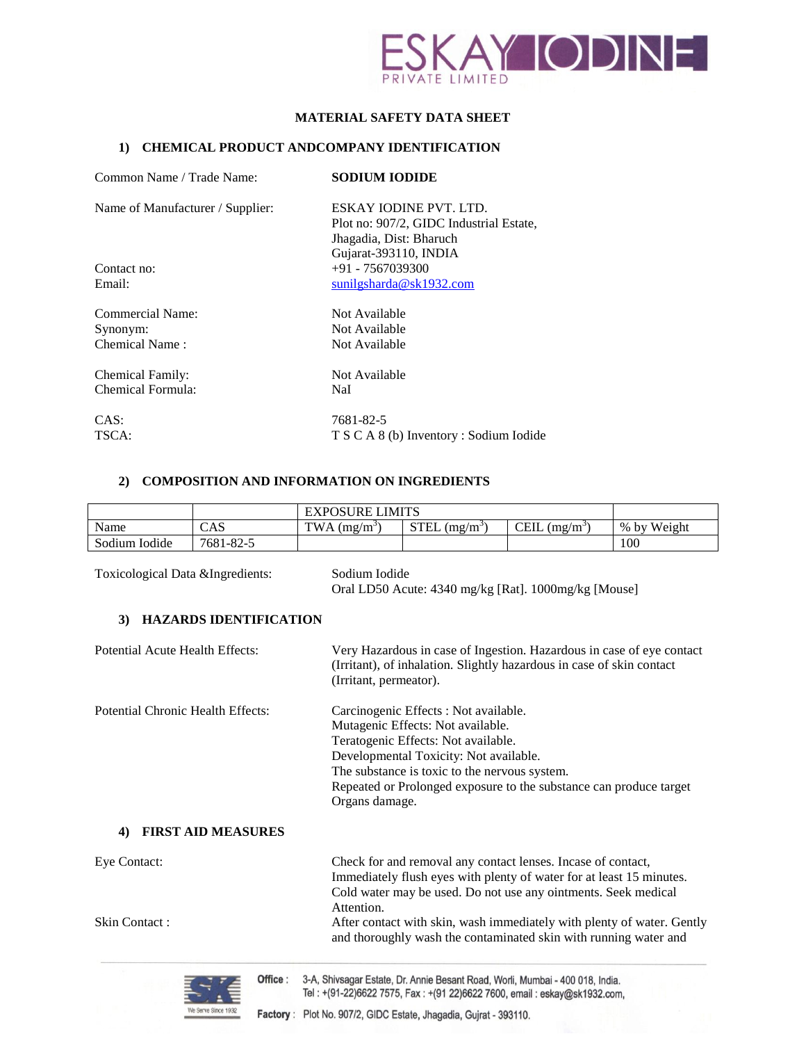# MATERIAL SAFETY DATA SHEET

## 1) CHEMICAL PRODUCT ANDCOMPANY IDENTIFICATION

Common Name / Trade Name: **SODIUM IODIDE**

Name of Manufacturer / Supplier: ESKAY IODINE PVT. LTD.
Plot no: 907/2, GIDC Industrial Estate,
Jhagadia, Dist: Bharuch
Gujarat-393110, INDIA

Contact no: +91 - 7567039300

Email: sunilgsharda@sk1932.com

Commercial Name: Not Available

Synonym: Not Available

Chemical Name : Not Available

Chemical Family: Not Available

Chemical Formula: NaI

CAS: 7681-82-5

TSCA: T S C A 8 (b) Inventory : Sodium Iodide

## 2) COMPOSITION AND INFORMATION ON INGREDIENTS

| | | EXPOSURE LIMITS | | | |
|---|---|---|---|---|---|
| Name | CAS | TWA ($mg/m^3$) | STEL ($mg/m^3$) | CEIL ($mg/m^3$) | % by Weight |
| Sodium Iodide | 7681-82-5 | | | | 100 |

Toxicological Data &Ingredients: Sodium Iodide
Oral LD50 Acute: 4340 mg/kg [Rat]. 1000mg/kg [Mouse]

## 3) HAZARDS IDENTIFICATION

Potential Acute Health Effects: Very Hazardous in case of Ingestion. Hazardous in case of eye contact (Irritant), of inhalation. Slightly hazardous in case of skin contact (Irritant, permeator).

Potential Chronic Health Effects: Carcinogenic Effects : Not available.
Mutagenic Effects: Not available.
Teratogenic Effects: Not available.
Developmental Toxicity: Not available.
The substance is toxic to the nervous system.
Repeated or Prolonged exposure to the substance can produce target Organs damage.

## 4) FIRST AID MEASURES

Eye Contact: Check for and removal any contact lenses. Incase of contact, Immediately flush eyes with plenty of water for at least 15 minutes. Cold water may be used. Do not use any ointments. Seek medical Attention.

Skin Contact : After contact with skin, wash immediately with plenty of water. Gently and thoroughly wash the contaminated skin with running water and

Office : 3-A, Shivsagar Estate, Dr. Annie Besant Road, Worli, Mumbai - 400 018, India. Tel : +(91-22)6622 7575, Fax : +(91 22)6622 7600, email : eskay@sk1932.com,

Factory : Plot No. 907/2, GIDC Estate, Jhagadia, Gujrat - 393110.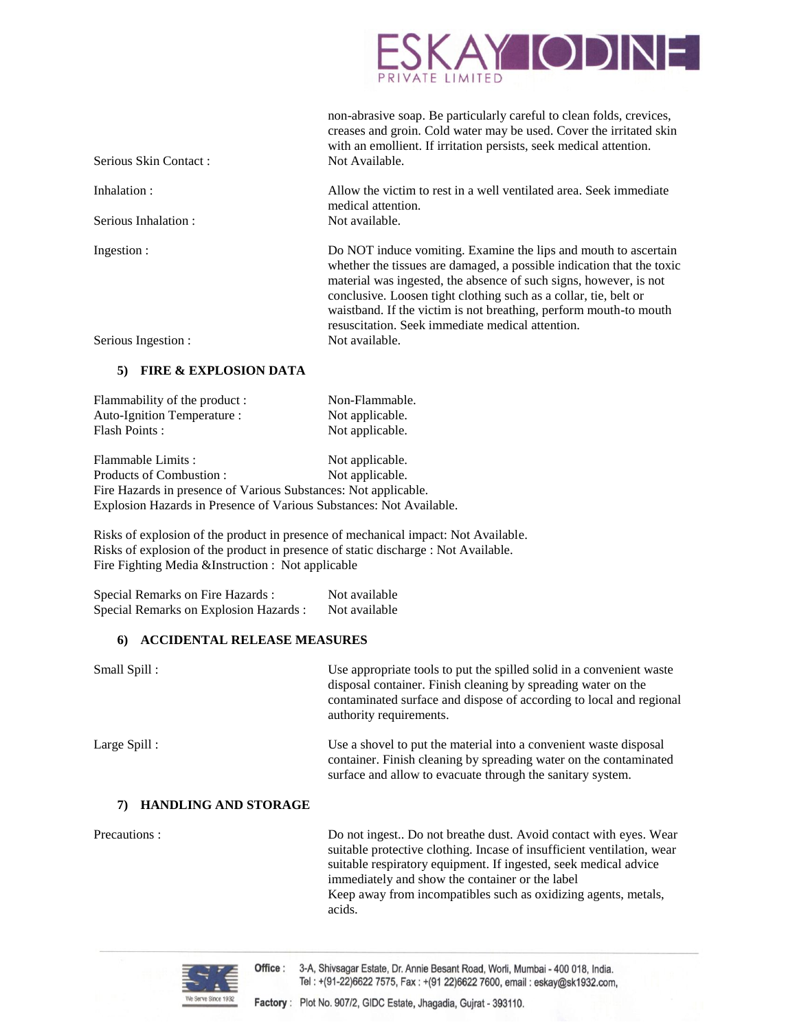non-abrasive soap. Be particularly careful to clean folds, crevices, creases and groin. Cold water may be used. Cover the irritated skin with an emollient. If irritation persists, seek medical attention.

Serious Skin Contact : Not Available.

Inhalation : Allow the victim to rest in a well ventilated area. Seek immediate medical attention.

Serious Inhalation : Not available.

Ingestion : Do NOT induce vomiting. Examine the lips and mouth to ascertain whether the tissues are damaged, a possible indication that the toxic material was ingested, the absence of such signs, however, is not conclusive. Loosen tight clothing such as a collar, tie, belt or waistband. If the victim is not breathing, perform mouth-to mouth resuscitation. Seek immediate medical attention.

Serious Ingestion : Not available.

## 5) FIRE & EXPLOSION DATA

Flammability of the product : Non-Flammable.
Auto-Ignition Temperature : Not applicable.
Flash Points : Not applicable.

Flammable Limits : Not applicable.
Products of Combustion : Not applicable.
Fire Hazards in presence of Various Substances: Not applicable.
Explosion Hazards in Presence of Various Substances: Not Available.

Risks of explosion of the product in presence of mechanical impact: Not Available.
Risks of explosion of the product in presence of static discharge : Not Available.
Fire Fighting Media &Instruction : Not applicable

Special Remarks on Fire Hazards : Not available
Special Remarks on Explosion Hazards : Not available

## 6) ACCIDENTAL RELEASE MEASURES

Small Spill : Use appropriate tools to put the spilled solid in a convenient waste disposal container. Finish cleaning by spreading water on the contaminated surface and dispose of according to local and regional authority requirements.

Large Spill : Use a shovel to put the material into a convenient waste disposal container. Finish cleaning by spreading water on the contaminated surface and allow to evacuate through the sanitary system.

## 7) HANDLING AND STORAGE

Precautions : Do not ingest.. Do not breathe dust. Avoid contact with eyes. Wear suitable protective clothing. Incase of insufficient ventilation, wear suitable respiratory equipment. If ingested, seek medical advice immediately and show the container or the label
Keep away from incompatibles such as oxidizing agents, metals, acids.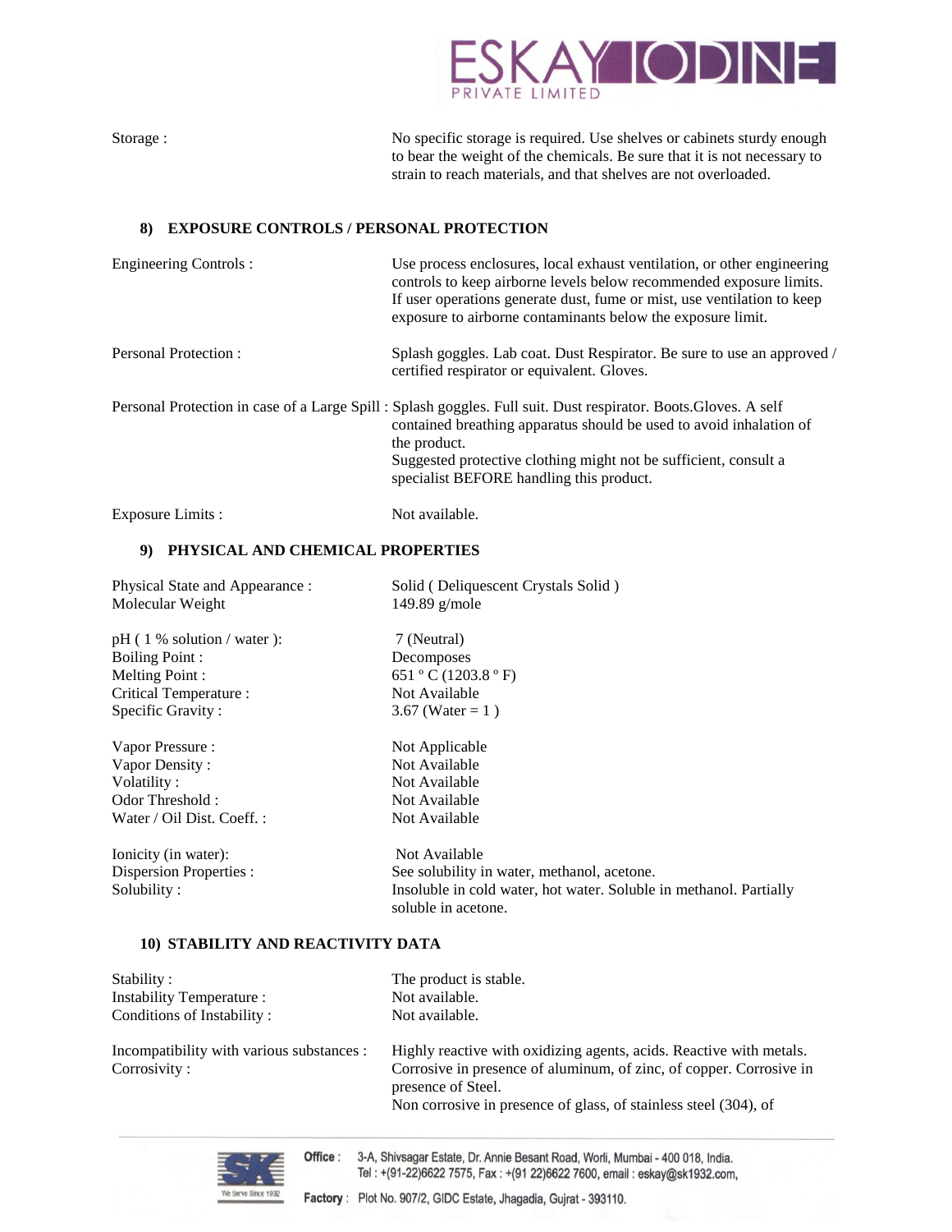Storage : No specific storage is required. Use shelves or cabinets sturdy enough to bear the weight of the chemicals. Be sure that it is not necessary to strain to reach materials, and that shelves are not overloaded.

## 8) EXPOSURE CONTROLS / PERSONAL PROTECTION

| | |
|---|---|
| Engineering Controls : | Use process enclosures, local exhaust ventilation, or other engineering controls to keep airborne levels below recommended exposure limits. If user operations generate dust, fume or mist, use ventilation to keep exposure to airborne contaminants below the exposure limit. |
| Personal Protection : | Splash goggles. Lab coat. Dust Respirator. Be sure to use an approved / certified respirator or equivalent. Gloves. |
| Personal Protection in case of a Large Spill : | Splash goggles. Full suit. Dust respirator. Boots.Gloves. A self contained breathing apparatus should be used to avoid inhalation of the product. Suggested protective clothing might not be sufficient, consult a specialist BEFORE handling this product. |
| Exposure Limits : | Not available. |

## 9) PHYSICAL AND CHEMICAL PROPERTIES

| | |
|---|---|
| Physical State and Appearance : | Solid ( Deliquescent Crystals Solid ) |
| Molecular Weight | 149.89 g/mole |
| pH ( 1 % solution / water ): | 7 (Neutral) |
| Boiling Point : | Decomposes |
| Melting Point : | 651 º C (1203.8 º F) |
| Critical Temperature : | Not Available |
| Specific Gravity : | 3.67 (Water = 1 ) |
| Vapor Pressure : | Not Applicable |
| Vapor Density : | Not Available |
| Volatility : | Not Available |
| Odor Threshold : | Not Available |
| Water / Oil Dist. Coeff. : | Not Available |
| Ionicity (in water): | Not Available |
| Dispersion Properties : | See solubility in water, methanol, acetone. |
| Solubility : | Insoluble in cold water, hot water. Soluble in methanol. Partially soluble in acetone. |

## 10) STABILITY AND REACTIVITY DATA

| | |
|---|---|
| Stability : | The product is stable. |
| Instability Temperature : | Not available. |
| Conditions of Instability : | Not available. |
| Incompatibility with various substances : | Highly reactive with oxidizing agents, acids. Reactive with metals. |
| Corrosivity : | Corrosive in presence of aluminum, of zinc, of copper. Corrosive in presence of Steel. Non corrosive in presence of glass, of stainless steel (304), of |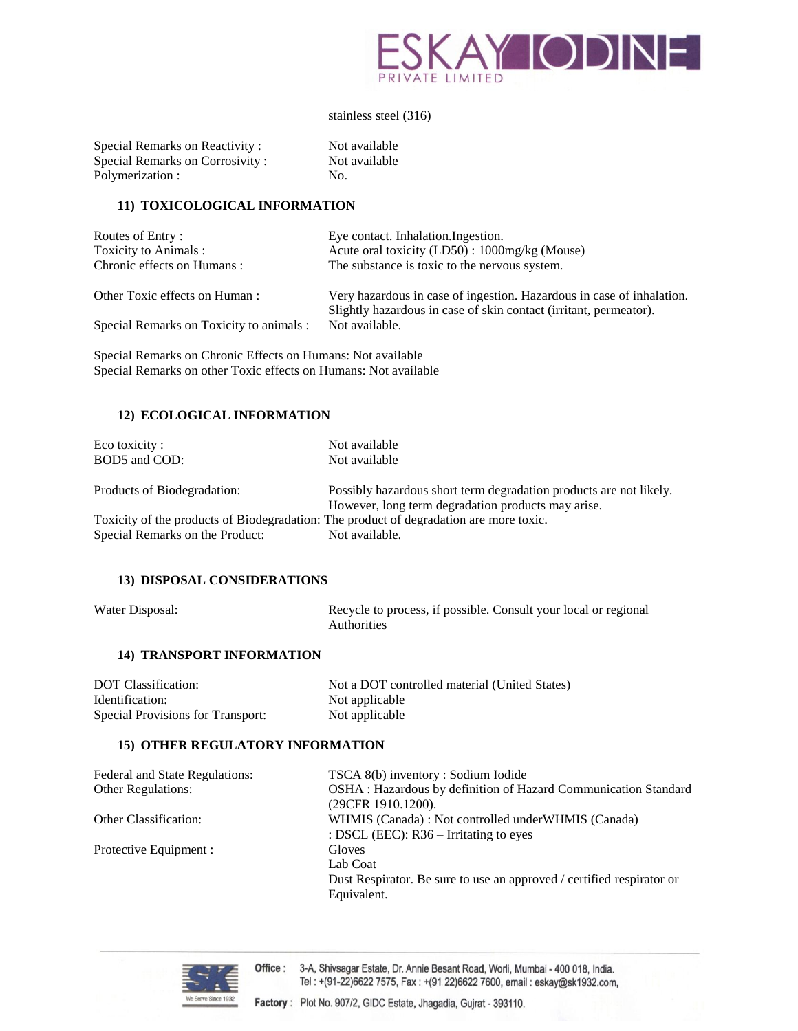stainless steel (316)

| | |
|---|---|
| Special Remarks on Reactivity : | Not available |
| Special Remarks on Corrosivity : | Not available |
| Polymerization : | No. |

## 11) TOXICOLOGICAL INFORMATION

| | |
|---|---|
| Routes of Entry : | Eye contact. Inhalation.Ingestion. |
| Toxicity to Animals : | Acute oral toxicity (LD50) : 1000mg/kg (Mouse) |
| Chronic effects on Humans : | The substance is toxic to the nervous system. |
| Other Toxic effects on Human : | Very hazardous in case of ingestion. Hazardous in case of inhalation. Slightly hazardous in case of skin contact (irritant, permeator). |
| Special Remarks on Toxicity to animals : | Not available. |

Special Remarks on Chronic Effects on Humans: Not available
Special Remarks on other Toxic effects on Humans: Not available

## 12) ECOLOGICAL INFORMATION

| | |
|---|---|
| Eco toxicity : | Not available |
| BOD5 and COD: | Not available |
| Products of Biodegradation: | Possibly hazardous short term degradation products are not likely. However, long term degradation products may arise. |

Toxicity of the products of Biodegradation: The product of degradation are more toxic.
Special Remarks on the Product: Not available.

## 13) DISPOSAL CONSIDERATIONS

| | |
|---|---|
| Water Disposal: | Recycle to process, if possible. Consult your local or regional Authorities |

## 14) TRANSPORT INFORMATION

| | |
|---|---|
| DOT Classification: | Not a DOT controlled material (United States) |
| Identification: | Not applicable |
| Special Provisions for Transport: | Not applicable |

## 15) OTHER REGULATORY INFORMATION

| | |
|---|---|
| Federal and State Regulations: | TSCA 8(b) inventory : Sodium Iodide |
| Other Regulations: | OSHA : Hazardous by definition of Hazard Communication Standard (29CFR 1910.1200). |
| Other Classification: | WHMIS (Canada) : Not controlled underWHMIS (Canada) : DSCL (EEC): R36 – Irritating to eyes |
| Protective Equipment : | Gloves<br>Lab Coat<br>Dust Respirator. Be sure to use an approved / certified respirator or Equivalent. |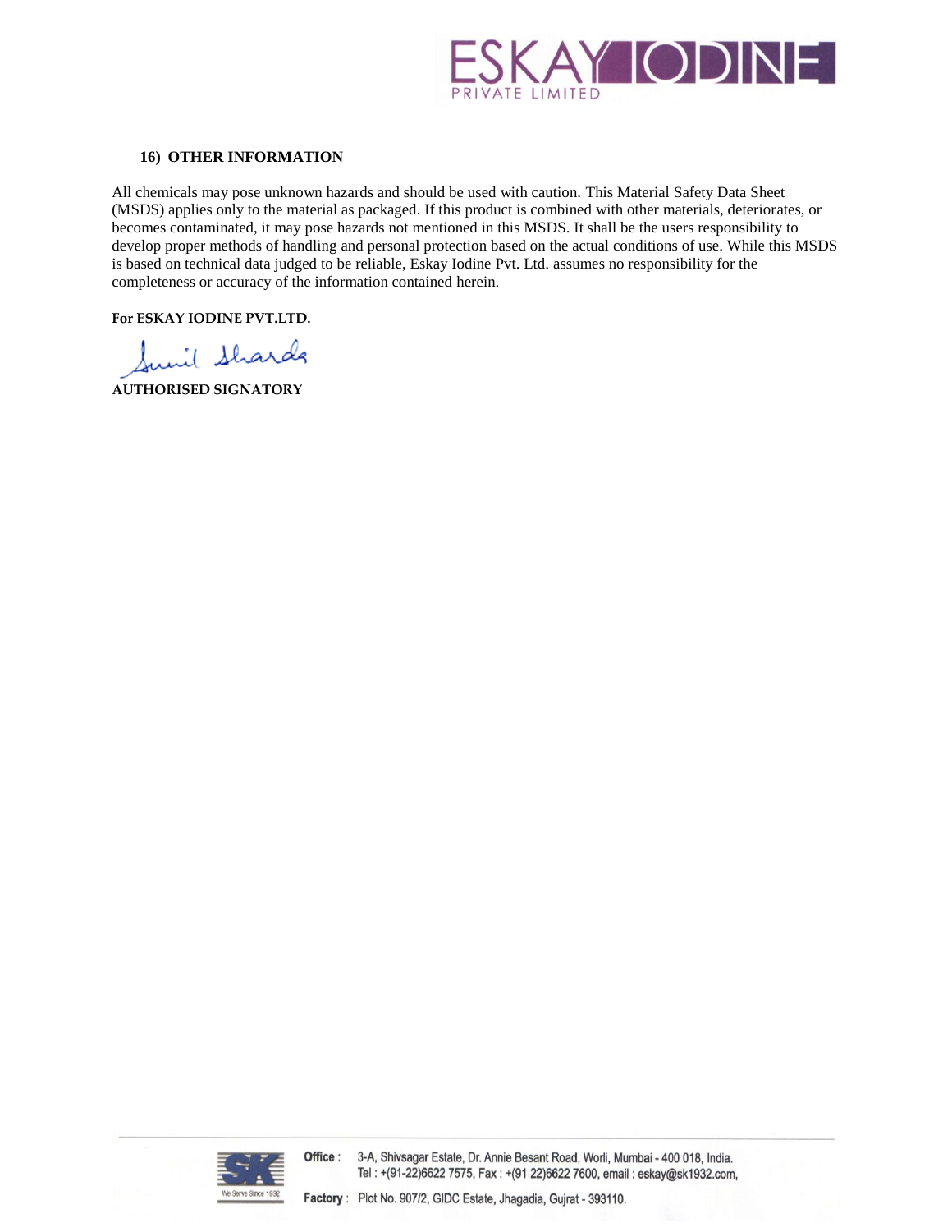## 16) OTHER INFORMATION

All chemicals may pose unknown hazards and should be used with caution. This Material Safety Data Sheet (MSDS) applies only to the material as packaged. If this product is combined with other materials, deteriorates, or becomes contaminated, it may pose hazards not mentioned in this MSDS. It shall be the users responsibility to develop proper methods of handling and personal protection based on the actual conditions of use. While this MSDS is based on technical data judged to be reliable, Eskay Iodine Pvt. Ltd. assumes no responsibility for the completeness or accuracy of the information contained herein.

**For ESKAY IODINE PVT.LTD.**

Sunil Sharda

**AUTHORISED SIGNATORY**